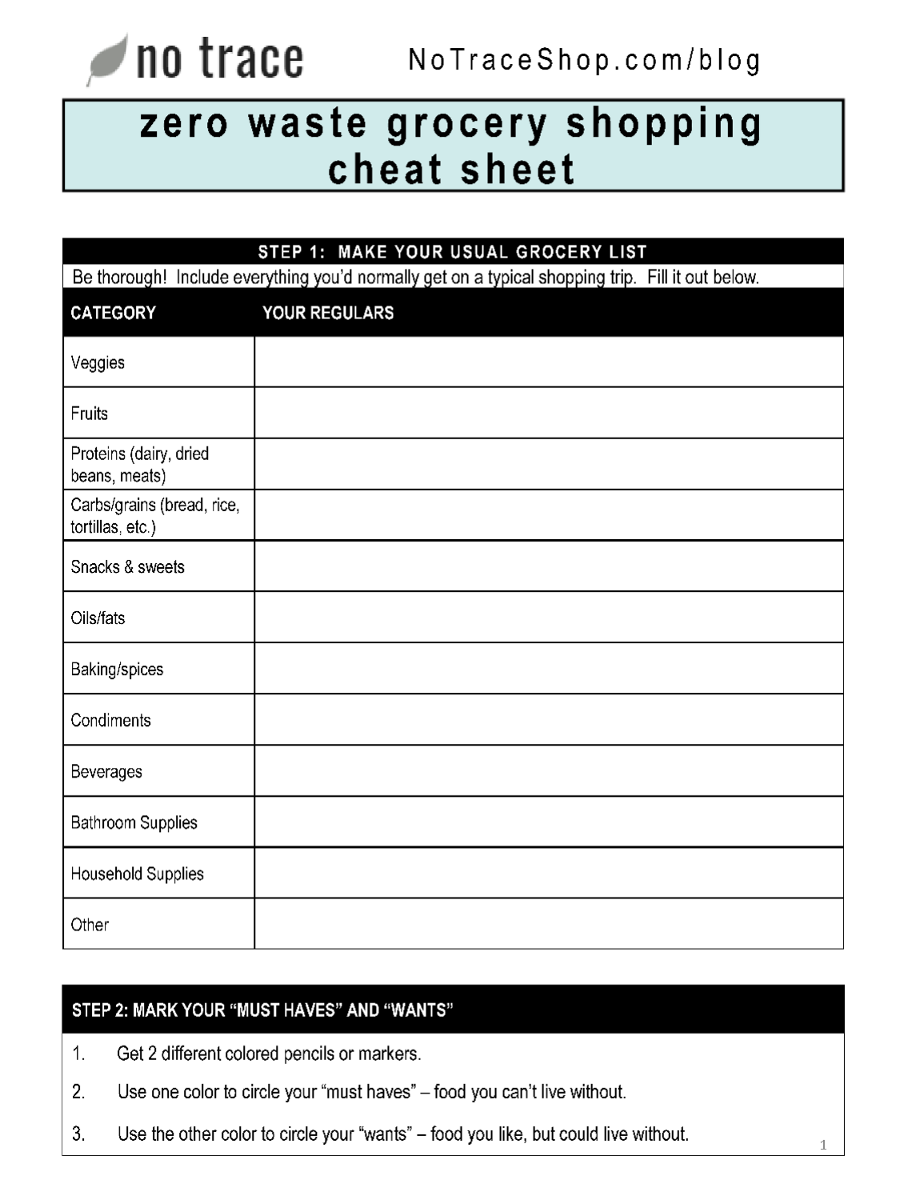no trace

NoTraceShop.com/blog

# zero waste grocery shopping cheat sheet

## STEP 1: MAKE YOUR USUAL GROCERY LIST

Be thorough! Include everything you'd normally get on a typical shopping trip. Fill it out below.

| CATEGORY | YOUR REGULARS |
|---|---|
| Veggies | |
| Fruits | |
| Proteins (dairy, dried beans, meats) | |
| Carbs/grains (bread, rice, tortillas, etc.) | |
| Snacks & sweets | |
| Oils/fats | |
| Baking/spices | |
| Condiments | |
| Beverages | |
| Bathroom Supplies | |
| Household Supplies | |
| Other | |

## STEP 2: MARK YOUR "MUST HAVES" AND "WANTS"

1. Get 2 different colored pencils or markers.
2. Use one color to circle your "must haves" – food you can't live without.
3. Use the other color to circle your "wants" – food you like, but could live without.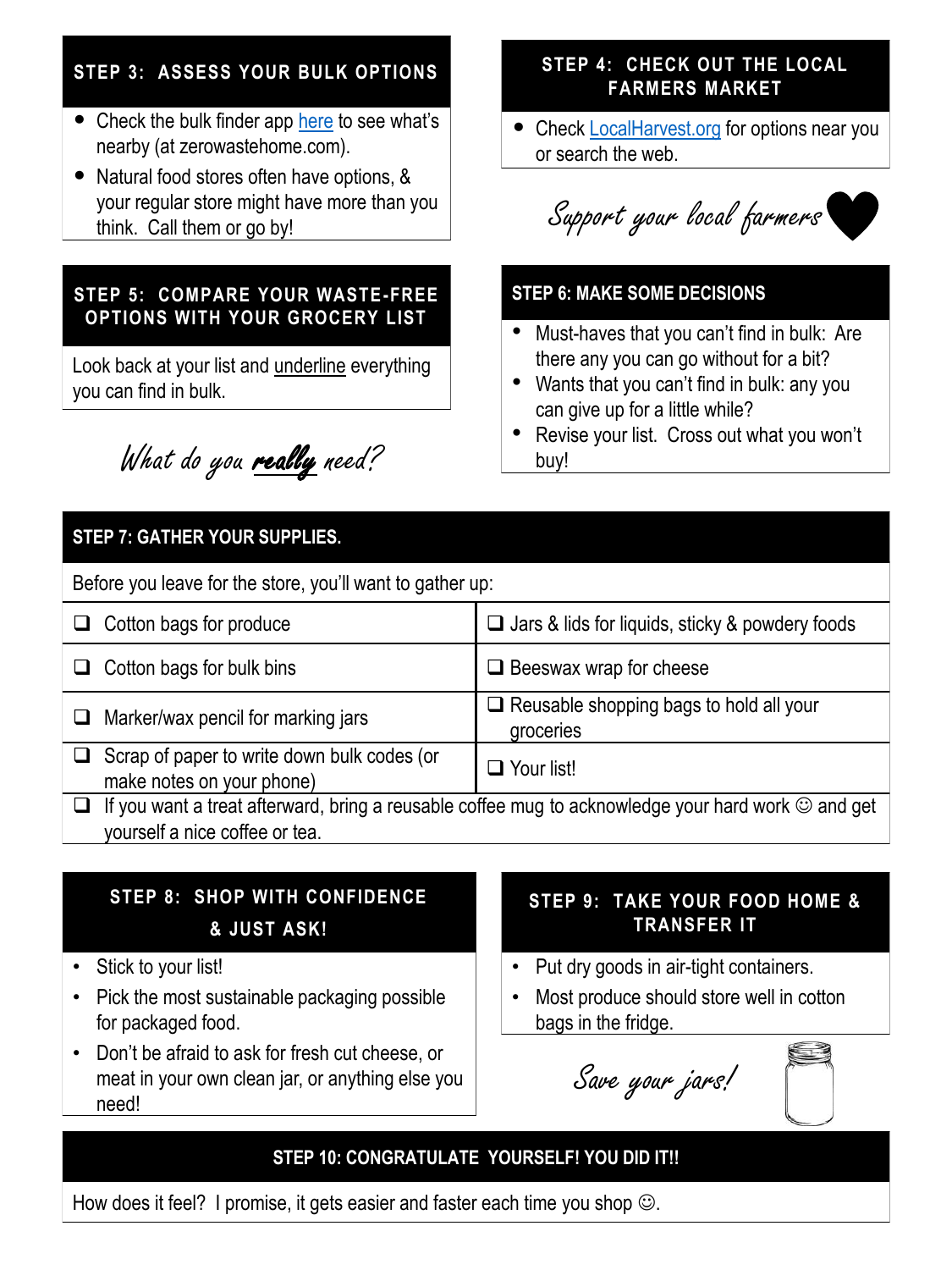## STEP 3: ASSESS YOUR BULK OPTIONS

- Check the bulk finder app here to see what's nearby (at zerowastehome.com).
- Natural food stores often have options, & your regular store might have more than you think. Call them or go by!

## STEP 4: CHECK OUT THE LOCAL FARMERS MARKET

- Check LocalHarvest.org for options near you or search the web.

*Support your local farmers* ♥

## STEP 5: COMPARE YOUR WASTE-FREE OPTIONS WITH YOUR GROCERY LIST

Look back at your list and underline everything you can find in bulk.

*What do you **really** need?*

## STEP 6: MAKE SOME DECISIONS

- Must-haves that you can't find in bulk: Are there any you can go without for a bit?
- Wants that you can't find in bulk: any you can give up for a little while?
- Revise your list. Cross out what you won't buy!

## STEP 7: GATHER YOUR SUPPLIES.

Before you leave for the store, you'll want to gather up:

| | |
|---|---|
| ❑ Cotton bags for produce | ❑ Jars & lids for liquids, sticky & powdery foods |
| ❑ Cotton bags for bulk bins | ❑ Beeswax wrap for cheese |
| ❑ Marker/wax pencil for marking jars | ❑ Reusable shopping bags to hold all your groceries |
| ❑ Scrap of paper to write down bulk codes (or make notes on your phone) | ❑ Your list! |

❑ If you want a treat afterward, bring a reusable coffee mug to acknowledge your hard work ☺ and get yourself a nice coffee or tea.

## STEP 8: SHOP WITH CONFIDENCE & JUST ASK!

- Stick to your list!
- Pick the most sustainable packaging possible for packaged food.
- Don't be afraid to ask for fresh cut cheese, or meat in your own clean jar, or anything else you need!

## STEP 9: TAKE YOUR FOOD HOME & TRANSFER IT

- Put dry goods in air-tight containers.
- Most produce should store well in cotton bags in the fridge.

*Save your jars!*

## STEP 10: CONGRATULATE YOURSELF! YOU DID IT!!

How does it feel? I promise, it gets easier and faster each time you shop ☺.